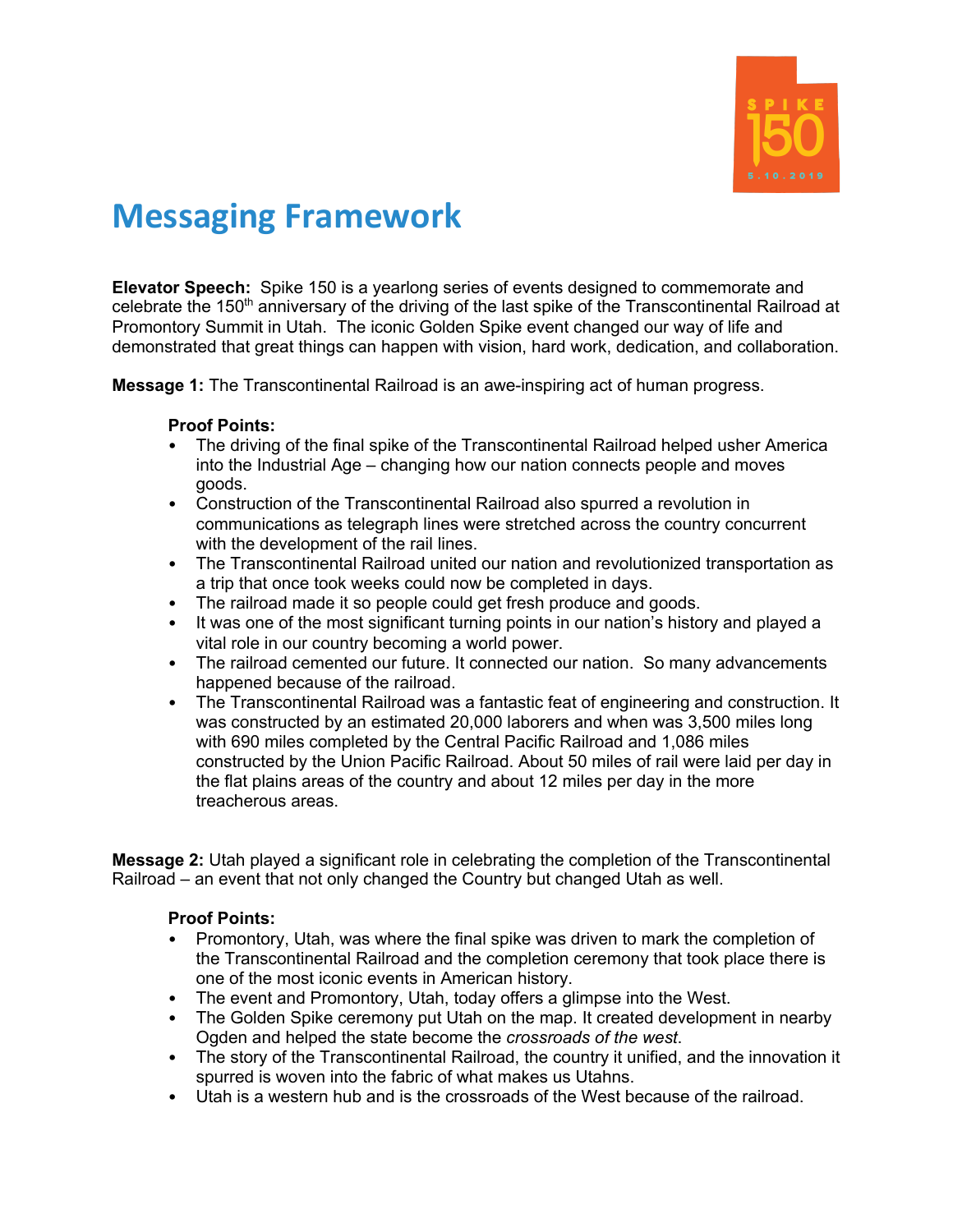# Messaging Framework

**Elevator Speech:** Spike 150 is a yearlong series of events designed to commemorate and celebrate the 150th anniversary of the driving of the last spike of the Transcontinental Railroad at Promontory Summit in Utah. The iconic Golden Spike event changed our way of life and demonstrated that great things can happen with vision, hard work, dedication, and collaboration.

**Message 1:** The Transcontinental Railroad is an awe-inspiring act of human progress.

**Proof Points:**

- The driving of the final spike of the Transcontinental Railroad helped usher America into the Industrial Age – changing how our nation connects people and moves goods.
- Construction of the Transcontinental Railroad also spurred a revolution in communications as telegraph lines were stretched across the country concurrent with the development of the rail lines.
- The Transcontinental Railroad united our nation and revolutionized transportation as a trip that once took weeks could now be completed in days.
- The railroad made it so people could get fresh produce and goods.
- It was one of the most significant turning points in our nation's history and played a vital role in our country becoming a world power.
- The railroad cemented our future. It connected our nation. So many advancements happened because of the railroad.
- The Transcontinental Railroad was a fantastic feat of engineering and construction. It was constructed by an estimated 20,000 laborers and when was 3,500 miles long with 690 miles completed by the Central Pacific Railroad and 1,086 miles constructed by the Union Pacific Railroad. About 50 miles of rail were laid per day in the flat plains areas of the country and about 12 miles per day in the more treacherous areas.

**Message 2:** Utah played a significant role in celebrating the completion of the Transcontinental Railroad – an event that not only changed the Country but changed Utah as well.

**Proof Points:**

- Promontory, Utah, was where the final spike was driven to mark the completion of the Transcontinental Railroad and the completion ceremony that took place there is one of the most iconic events in American history.
- The event and Promontory, Utah, today offers a glimpse into the West.
- The Golden Spike ceremony put Utah on the map. It created development in nearby Ogden and helped the state become the *crossroads of the west*.
- The story of the Transcontinental Railroad, the country it unified, and the innovation it spurred is woven into the fabric of what makes us Utahns.
- Utah is a western hub and is the crossroads of the West because of the railroad.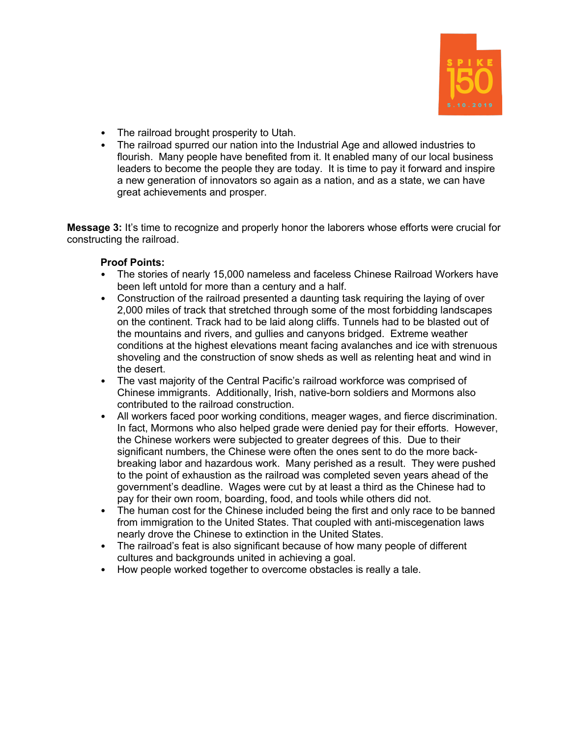- The railroad brought prosperity to Utah.
- The railroad spurred our nation into the Industrial Age and allowed industries to flourish. Many people have benefited from it. It enabled many of our local business leaders to become the people they are today. It is time to pay it forward and inspire a new generation of innovators so again as a nation, and as a state, we can have great achievements and prosper.

**Message 3:** It's time to recognize and properly honor the laborers whose efforts were crucial for constructing the railroad.

**Proof Points:**

- The stories of nearly 15,000 nameless and faceless Chinese Railroad Workers have been left untold for more than a century and a half.
- Construction of the railroad presented a daunting task requiring the laying of over 2,000 miles of track that stretched through some of the most forbidding landscapes on the continent. Track had to be laid along cliffs. Tunnels had to be blasted out of the mountains and rivers, and gullies and canyons bridged. Extreme weather conditions at the highest elevations meant facing avalanches and ice with strenuous shoveling and the construction of snow sheds as well as relenting heat and wind in the desert.
- The vast majority of the Central Pacific's railroad workforce was comprised of Chinese immigrants. Additionally, Irish, native-born soldiers and Mormons also contributed to the railroad construction.
- All workers faced poor working conditions, meager wages, and fierce discrimination. In fact, Mormons who also helped grade were denied pay for their efforts. However, the Chinese workers were subjected to greater degrees of this. Due to their significant numbers, the Chinese were often the ones sent to do the more back-breaking labor and hazardous work. Many perished as a result. They were pushed to the point of exhaustion as the railroad was completed seven years ahead of the government's deadline. Wages were cut by at least a third as the Chinese had to pay for their own room, boarding, food, and tools while others did not.
- The human cost for the Chinese included being the first and only race to be banned from immigration to the United States. That coupled with anti-miscegenation laws nearly drove the Chinese to extinction in the United States.
- The railroad's feat is also significant because of how many people of different cultures and backgrounds united in achieving a goal.
- How people worked together to overcome obstacles is really a tale.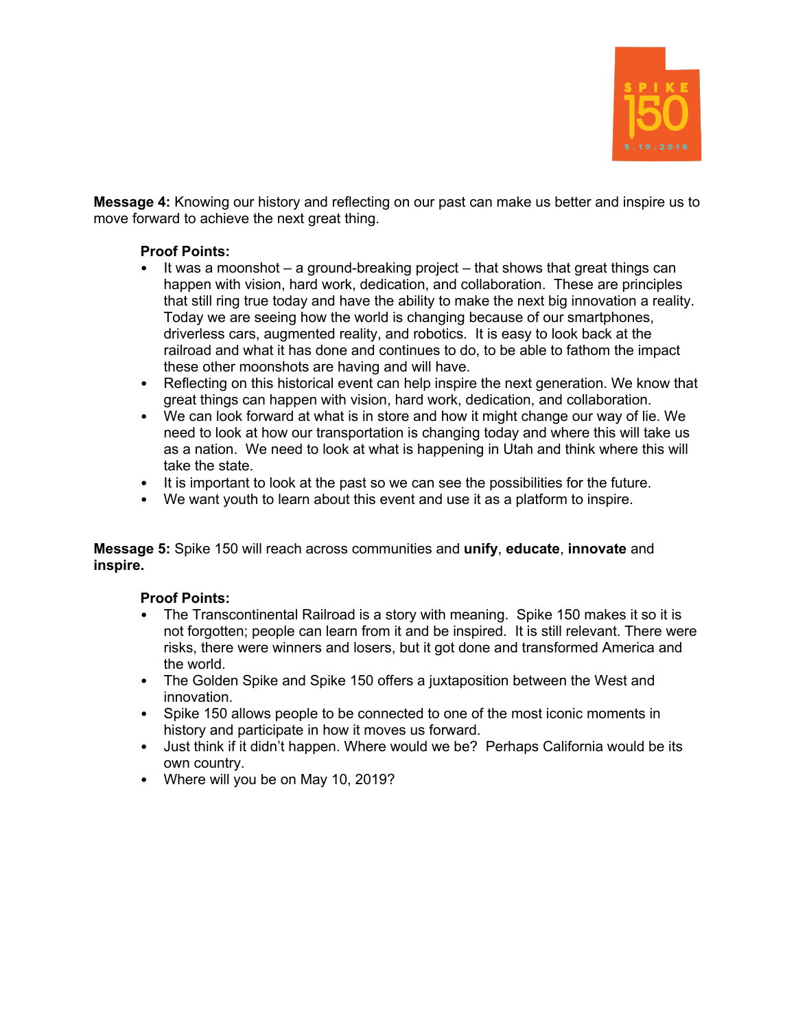**Message 4:** Knowing our history and reflecting on our past can make us better and inspire us to move forward to achieve the next great thing.

**Proof Points:**

- It was a moonshot – a ground-breaking project – that shows that great things can happen with vision, hard work, dedication, and collaboration. These are principles that still ring true today and have the ability to make the next big innovation a reality. Today we are seeing how the world is changing because of our smartphones, driverless cars, augmented reality, and robotics. It is easy to look back at the railroad and what it has done and continues to do, to be able to fathom the impact these other moonshots are having and will have.
- Reflecting on this historical event can help inspire the next generation. We know that great things can happen with vision, hard work, dedication, and collaboration.
- We can look forward at what is in store and how it might change our way of lie. We need to look at how our transportation is changing today and where this will take us as a nation. We need to look at what is happening in Utah and think where this will take the state.
- It is important to look at the past so we can see the possibilities for the future.
- We want youth to learn about this event and use it as a platform to inspire.

**Message 5:** Spike 150 will reach across communities and **unify**, **educate**, **innovate** and **inspire.**

**Proof Points:**

- The Transcontinental Railroad is a story with meaning. Spike 150 makes it so it is not forgotten; people can learn from it and be inspired. It is still relevant. There were risks, there were winners and losers, but it got done and transformed America and the world.
- The Golden Spike and Spike 150 offers a juxtaposition between the West and innovation.
- Spike 150 allows people to be connected to one of the most iconic moments in history and participate in how it moves us forward.
- Just think if it didn't happen. Where would we be? Perhaps California would be its own country.
- Where will you be on May 10, 2019?